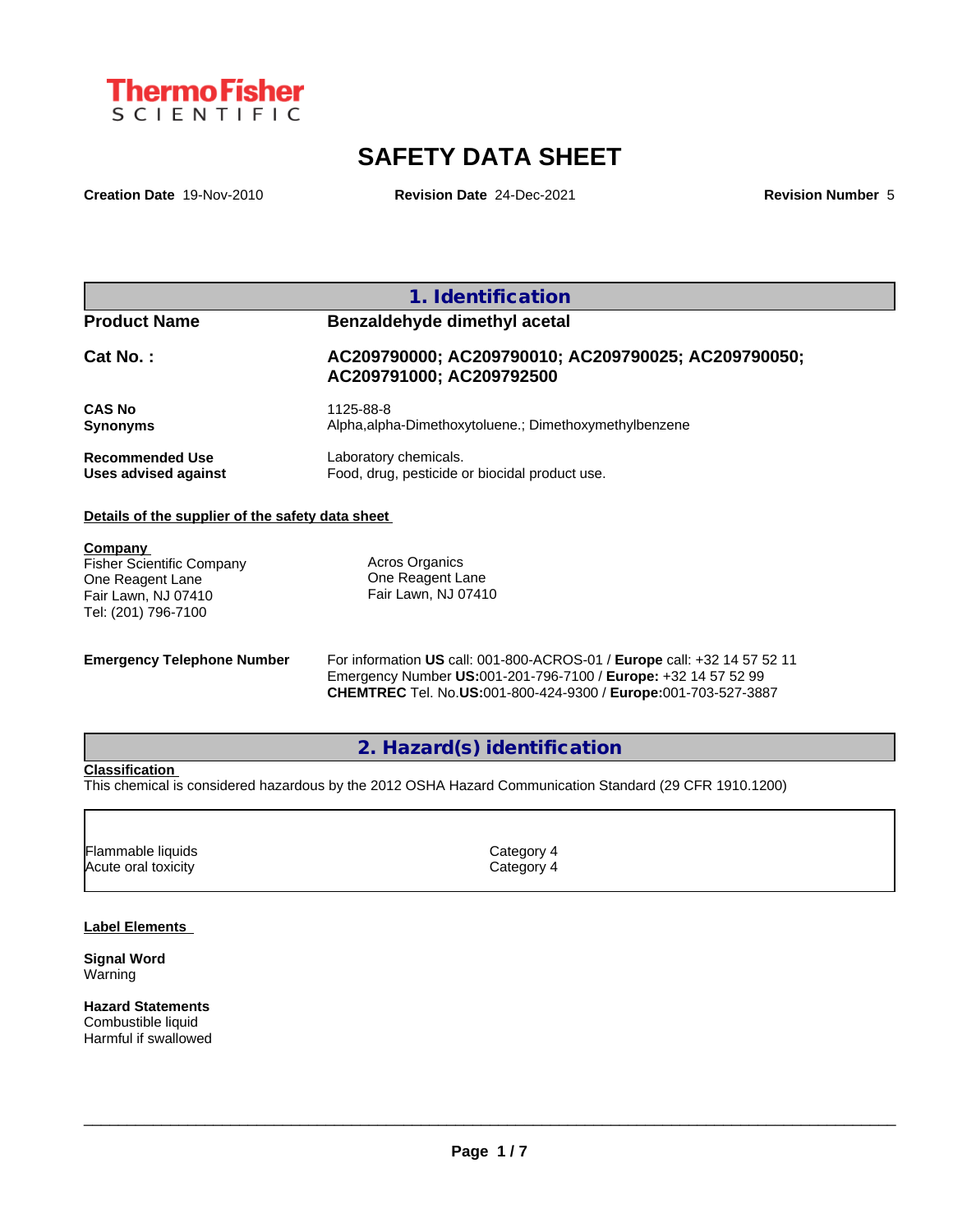ThermoFisher SCIENTIFIC

# SAFETY DATA SHEET

**Creation Date** 19-Nov-2010 **Revision Date** 24-Dec-2021 **Revision Number** 5

## 1. Identification

| | |
|---|---|
| **Product Name** | **Benzaldehyde dimethyl acetal** |
| **Cat No. :** | **AC209790000; AC209790010; AC209790025; AC209790050; AC209791000; AC209792500** |
| **CAS No** | 1125-88-8 |
| **Synonyms** | Alpha,alpha-Dimethoxytoluene.; Dimethoxymethylbenzene |
| **Recommended Use** | Laboratory chemicals. |
| **Uses advised against** | Food, drug, pesticide or biocidal product use. |

**Details of the supplier of the safety data sheet**

**Company**
Fisher Scientific Company
One Reagent Lane
Fair Lawn, NJ 07410
Tel: (201) 796-7100

Acros Organics
One Reagent Lane
Fair Lawn, NJ 07410

**Emergency Telephone Number**
For information **US** call: 001-800-ACROS-01 / **Europe** call: +32 14 57 52 11
Emergency Number **US:**001-201-796-7100 / **Europe:** +32 14 57 52 99
**CHEMTREC** Tel. No.**US:**001-800-424-9300 / **Europe:**001-703-527-3887

## 2. Hazard(s) identification

**Classification**
This chemical is considered hazardous by the 2012 OSHA Hazard Communication Standard (29 CFR 1910.1200)

| | |
|---|---|
| Flammable liquids | Category 4 |
| Acute oral toxicity | Category 4 |

**Label Elements**

**Signal Word**
Warning

**Hazard Statements**
Combustible liquid
Harmful if swallowed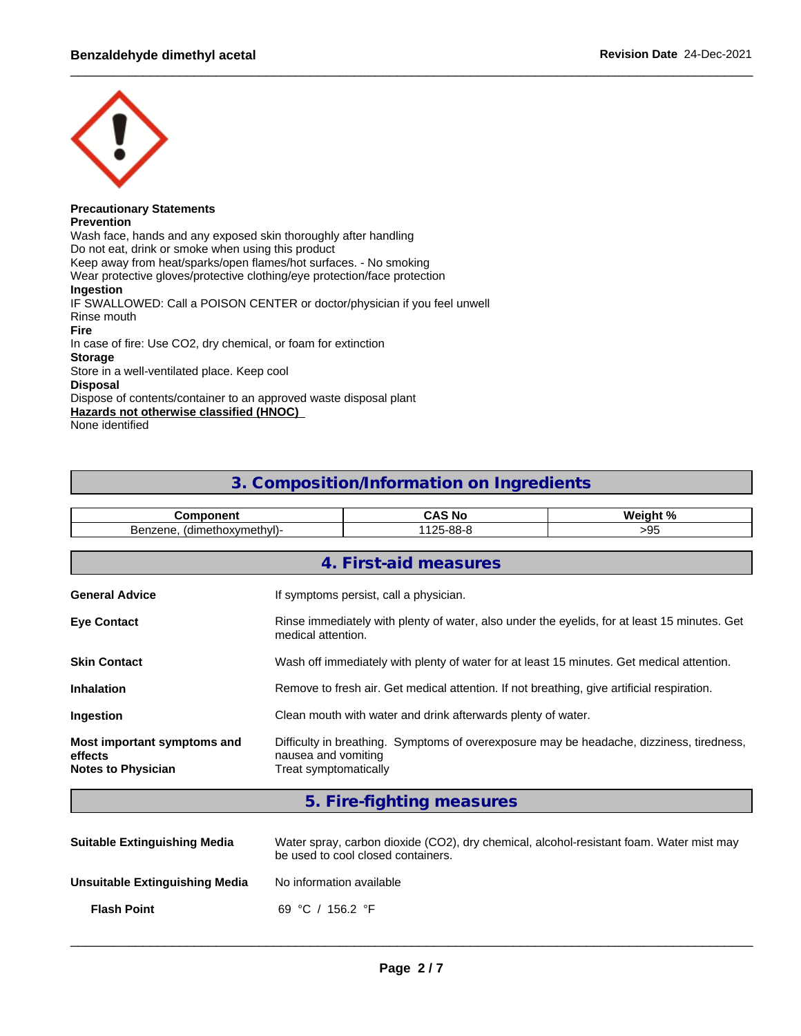**Precautionary Statements**
**Prevention**
Wash face, hands and any exposed skin thoroughly after handling
Do not eat, drink or smoke when using this product
Keep away from heat/sparks/open flames/hot surfaces. - No smoking
Wear protective gloves/protective clothing/eye protection/face protection
**Ingestion**
IF SWALLOWED: Call a POISON CENTER or doctor/physician if you feel unwell
Rinse mouth
**Fire**
In case of fire: Use CO2, dry chemical, or foam for extinction
**Storage**
Store in a well-ventilated place. Keep cool
**Disposal**
Dispose of contents/container to an approved waste disposal plant
**Hazards not otherwise classified (HNOC)**
None identified

## 3. Composition/Information on Ingredients

| Component | CAS No | Weight % |
| --- | --- | --- |
| Benzene, (dimethoxymethyl)- | 1125-88-8 | >95 |

## 4. First-aid measures

**General Advice** — If symptoms persist, call a physician.

**Eye Contact** — Rinse immediately with plenty of water, also under the eyelids, for at least 15 minutes. Get medical attention.

**Skin Contact** — Wash off immediately with plenty of water for at least 15 minutes. Get medical attention.

**Inhalation** — Remove to fresh air. Get medical attention. If not breathing, give artificial respiration.

**Ingestion** — Clean mouth with water and drink afterwards plenty of water.

**Most important symptoms and effects** — Difficulty in breathing. Symptoms of overexposure may be headache, dizziness, tiredness, nausea and vomiting

**Notes to Physician** — Treat symptomatically

## 5. Fire-fighting measures

**Suitable Extinguishing Media** — Water spray, carbon dioxide ($CO_2$), dry chemical, alcohol-resistant foam. Water mist may be used to cool closed containers.

**Unsuitable Extinguishing Media** — No information available

**Flash Point** — 69 °C / 156.2 °F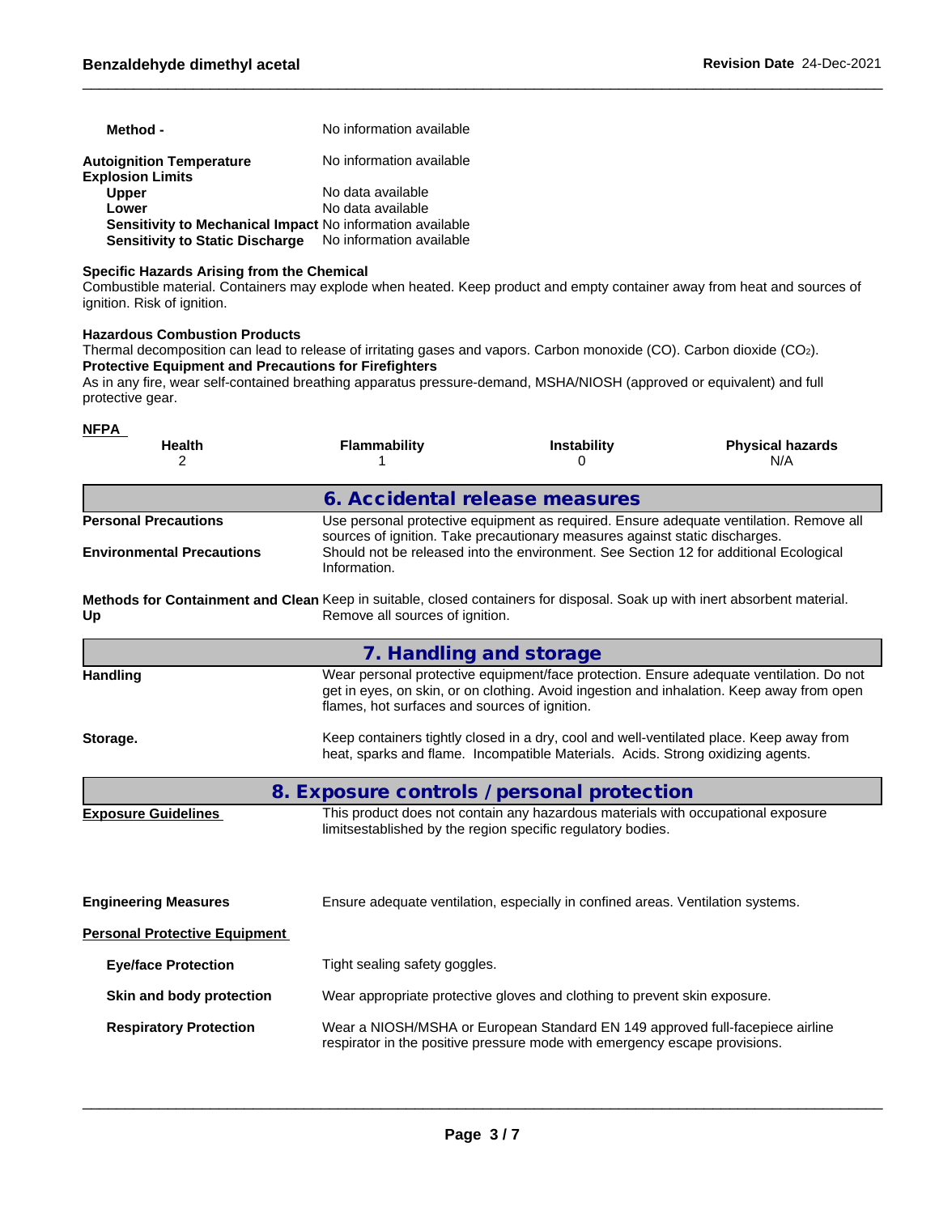| | |
|---|---|
| **Method -** | No information available |
| **Autoignition Temperature** | No information available |
| **Explosion Limits** | |
| **Upper** | No data available |
| **Lower** | No data available |
| **Sensitivity to Mechanical Impact** | No information available |
| **Sensitivity to Static Discharge** | No information available |

**Specific Hazards Arising from the Chemical**
Combustible material. Containers may explode when heated. Keep product and empty container away from heat and sources of ignition. Risk of ignition.

**Hazardous Combustion Products**
Thermal decomposition can lead to release of irritating gases and vapors. Carbon monoxide (CO). Carbon dioxide ($CO_2$).

**Protective Equipment and Precautions for Firefighters**
As in any fire, wear self-contained breathing apparatus pressure-demand, MSHA/NIOSH (approved or equivalent) and full protective gear.

**NFPA**

| Health | Flammability | Instability | Physical hazards |
|---|---|---|---|
| 2 | 1 | 0 | N/A |

## 6. Accidental release measures

| | |
|---|---|
| **Personal Precautions** | Use personal protective equipment as required. Ensure adequate ventilation. Remove all sources of ignition. Take precautionary measures against static discharges. |
| **Environmental Precautions** | Should not be released into the environment. See Section 12 for additional Ecological Information. |
| **Methods for Containment and Clean Up** | Keep in suitable, closed containers for disposal. Soak up with inert absorbent material. Remove all sources of ignition. |

## 7. Handling and storage

| | |
|---|---|
| **Handling** | Wear personal protective equipment/face protection. Ensure adequate ventilation. Do not get in eyes, on skin, or on clothing. Avoid ingestion and inhalation. Keep away from open flames, hot surfaces and sources of ignition. |
| **Storage.** | Keep containers tightly closed in a dry, cool and well-ventilated place. Keep away from heat, sparks and flame. Incompatible Materials. Acids. Strong oxidizing agents. |

## 8. Exposure controls / personal protection

| | |
|---|---|
| **Exposure Guidelines** | This product does not contain any hazardous materials with occupational exposure limitsestablished by the region specific regulatory bodies. |
| **Engineering Measures** | Ensure adequate ventilation, especially in confined areas. Ventilation systems. |
| **Personal Protective Equipment** | |
| **Eye/face Protection** | Tight sealing safety goggles. |
| **Skin and body protection** | Wear appropriate protective gloves and clothing to prevent skin exposure. |
| **Respiratory Protection** | Wear a NIOSH/MSHA or European Standard EN 149 approved full-facepiece airline respirator in the positive pressure mode with emergency escape provisions. |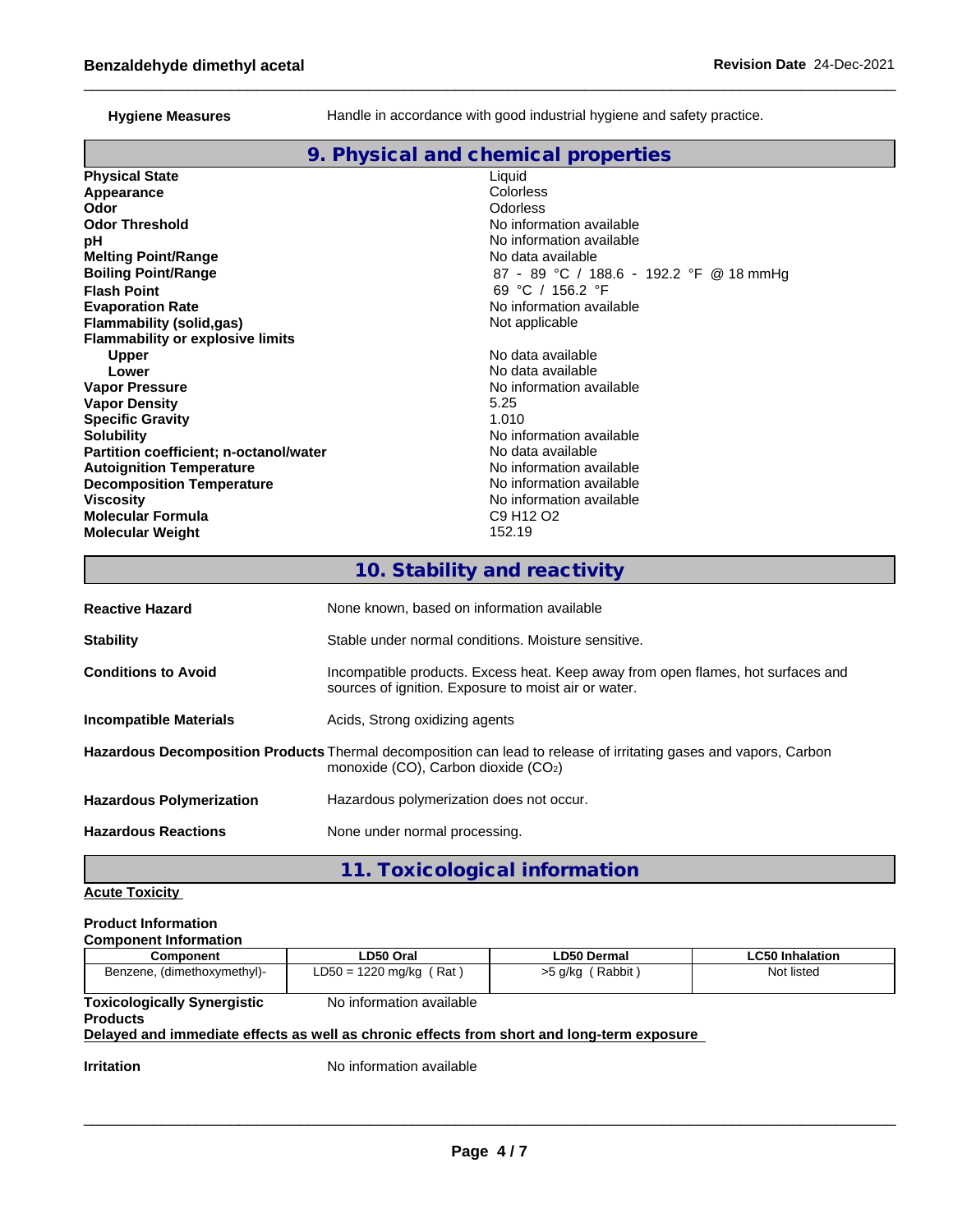**Hygiene Measures** Handle in accordance with good industrial hygiene and safety practice.

## 9. Physical and chemical properties

| | |
|---|---|
| **Physical State** | Liquid |
| **Appearance** | Colorless |
| **Odor** | Odorless |
| **Odor Threshold** | No information available |
| **pH** | No information available |
| **Melting Point/Range** | No data available |
| **Boiling Point/Range** | 87 - 89 °C / 188.6 - 192.2 °F @ 18 mmHg |
| **Flash Point** | 69 °C / 156.2 °F |
| **Evaporation Rate** | No information available |
| **Flammability (solid,gas)** | Not applicable |
| **Flammability or explosive limits** | |
| **Upper** | No data available |
| **Lower** | No data available |
| **Vapor Pressure** | No information available |
| **Vapor Density** | 5.25 |
| **Specific Gravity** | 1.010 |
| **Solubility** | No information available |
| **Partition coefficient; n-octanol/water** | No data available |
| **Autoignition Temperature** | No information available |
| **Decomposition Temperature** | No information available |
| **Viscosity** | No information available |
| **Molecular Formula** | $C_9 H_{12} O_2$ |
| **Molecular Weight** | 152.19 |

## 10. Stability and reactivity

**Reactive Hazard** None known, based on information available

**Stability** Stable under normal conditions. Moisture sensitive.

**Conditions to Avoid** Incompatible products. Excess heat. Keep away from open flames, hot surfaces and sources of ignition. Exposure to moist air or water.

**Incompatible Materials** Acids, Strong oxidizing agents

**Hazardous Decomposition Products** Thermal decomposition can lead to release of irritating gases and vapors, Carbon monoxide (CO), Carbon dioxide ($CO_2$)

**Hazardous Polymerization** Hazardous polymerization does not occur.

**Hazardous Reactions** None under normal processing.

## 11. Toxicological information

**Acute Toxicity**

**Product Information**

**Component Information**

| Component | LD50 Oral | LD50 Dermal | LC50 Inhalation |
|---|---|---|---|
| Benzene, (dimethoxymethyl)- | LD50 = 1220 mg/kg ( Rat ) | >5 g/kg ( Rabbit ) | Not listed |

**Toxicologically Synergistic Products** No information available

**Delayed and immediate effects as well as chronic effects from short and long-term exposure**

**Irritation** No information available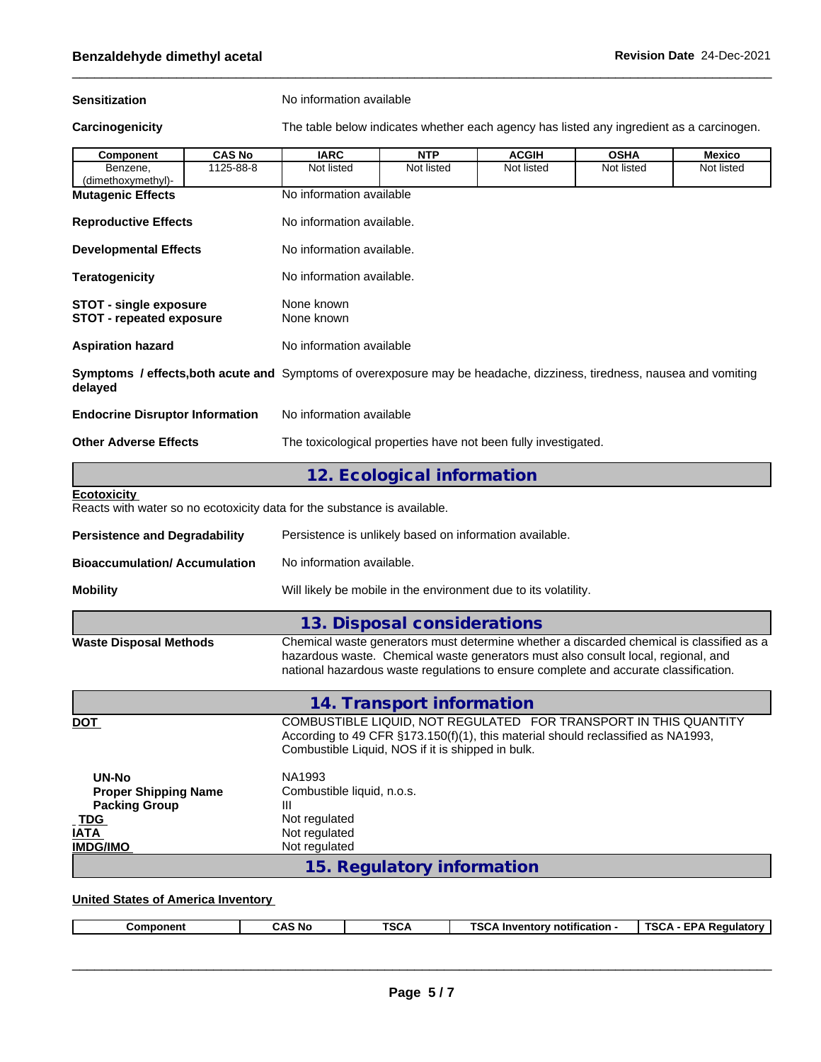**Sensitization** No information available

**Carcinogenicity** The table below indicates whether each agency has listed any ingredient as a carcinogen.

| Component | CAS No | IARC | NTP | ACGIH | OSHA | Mexico |
|---|---|---|---|---|---|---|
| Benzene, (dimethoxymethyl)- | 1125-88-8 | Not listed | Not listed | Not listed | Not listed | Not listed |

**Mutagenic Effects** No information available

**Reproductive Effects** No information available.

**Developmental Effects** No information available.

**Teratogenicity** No information available.

**STOT - single exposure** None known
**STOT - repeated exposure** None known

**Aspiration hazard** No information available

**Symptoms / effects,both acute and delayed** Symptoms of overexposure may be headache, dizziness, tiredness, nausea and vomiting

**Endocrine Disruptor Information** No information available

**Other Adverse Effects** The toxicological properties have not been fully investigated.

## 12. Ecological information

**Ecotoxicity**
Reacts with water so no ecotoxicity data for the substance is available.

**Persistence and Degradability** Persistence is unlikely based on information available.

**Bioaccumulation/ Accumulation** No information available.

**Mobility** Will likely be mobile in the environment due to its volatility.

## 13. Disposal considerations

**Waste Disposal Methods** Chemical waste generators must determine whether a discarded chemical is classified as a hazardous waste. Chemical waste generators must also consult local, regional, and national hazardous waste regulations to ensure complete and accurate classification.

## 14. Transport information

**DOT** COMBUSTIBLE LIQUID, NOT REGULATED FOR TRANSPORT IN THIS QUANTITY According to 49 CFR §173.150(f)(1), this material should reclassified as NA1993, Combustible Liquid, NOS if it is shipped in bulk.

**UN-No** NA1993
**Proper Shipping Name** Combustible liquid, n.o.s.
**Packing Group** III
**TDG** Not regulated
**IATA** Not regulated
**IMDG/IMO** Not regulated

## 15. Regulatory information

**United States of America Inventory**

| Component | CAS No | TSCA | TSCA Inventory notification - | TSCA - EPA Regulatory |
|---|---|---|---|---|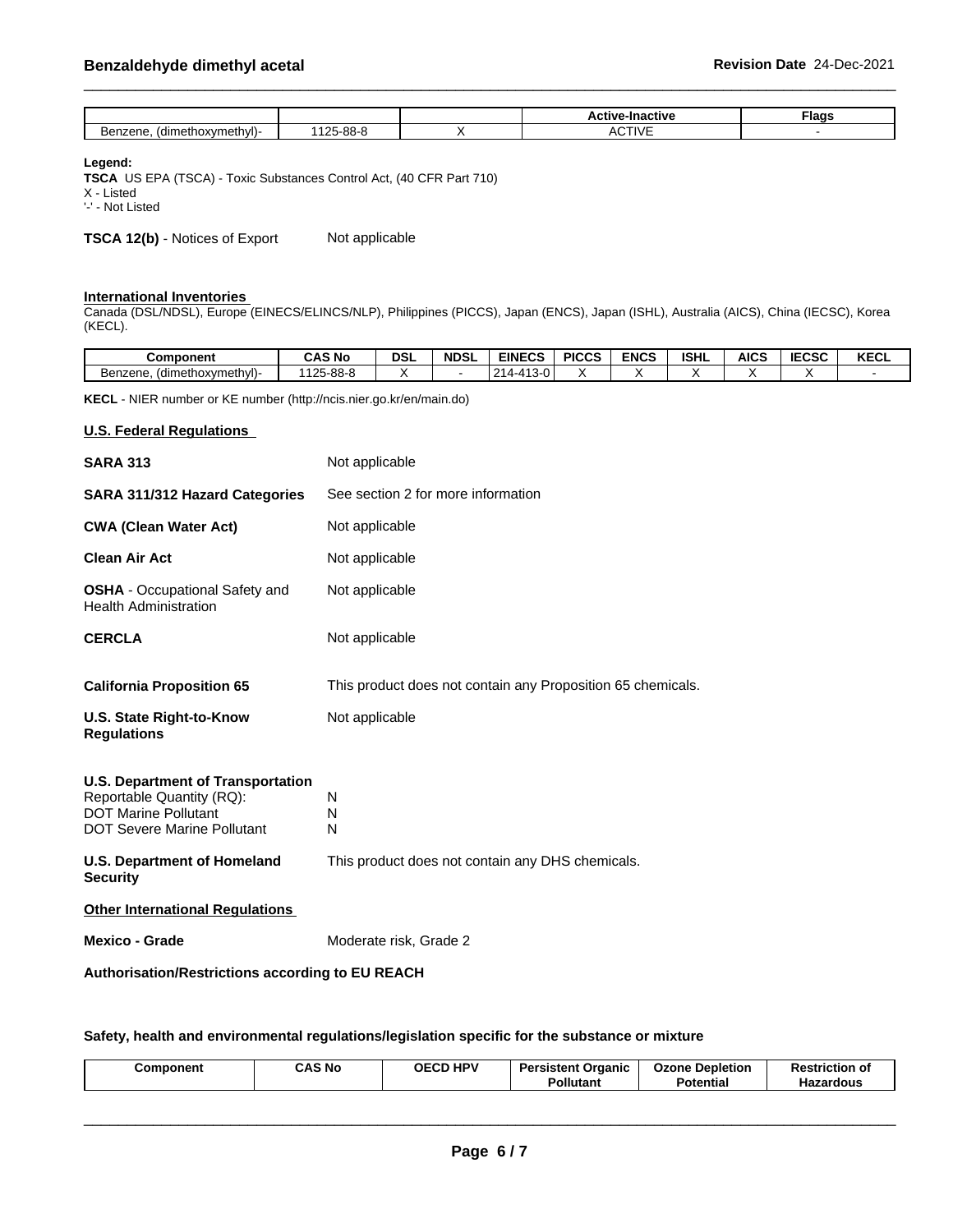| Component | | | Active-Inactive | Flags |
|---|---|---|---|---|
| Benzene, (dimethoxymethyl)- | 1125-88-8 | X | ACTIVE | - |

**Legend:**
**TSCA** US EPA (TSCA) - Toxic Substances Control Act, (40 CFR Part 710)
X - Listed
'-' - Not Listed

**TSCA 12(b)** - Notices of Export Not applicable

**International Inventories**
Canada (DSL/NDSL), Europe (EINECS/ELINCS/NLP), Philippines (PICCS), Japan (ENCS), Japan (ISHL), Australia (AICS), China (IECSC), Korea (KECL).

| Component | CAS No | DSL | NDSL | EINECS | PICCS | ENCS | ISHL | AICS | IECSC | KECL |
|---|---|---|---|---|---|---|---|---|---|---|
| Benzene, (dimethoxymethyl)- | 1125-88-8 | X | - | 214-413-0 | X | X | X | X | X | - |

**KECL** - NIER number or KE number (http://ncis.nier.go.kr/en/main.do)

**U.S. Federal Regulations**

**SARA 313** Not applicable

**SARA 311/312 Hazard Categories** See section 2 for more information

**CWA (Clean Water Act)** Not applicable

**Clean Air Act** Not applicable

**OSHA** - Occupational Safety and Health Administration Not applicable

**CERCLA** Not applicable

**California Proposition 65** This product does not contain any Proposition 65 chemicals.

**U.S. State Right-to-Know Regulations** Not applicable

**U.S. Department of Transportation**
Reportable Quantity (RQ): N
DOT Marine Pollutant N
DOT Severe Marine Pollutant N

**U.S. Department of Homeland Security** This product does not contain any DHS chemicals.

**Other International Regulations**

**Mexico - Grade** Moderate risk, Grade 2

**Authorisation/Restrictions according to EU REACH**

**Safety, health and environmental regulations/legislation specific for the substance or mixture**

| Component | CAS No | OECD HPV | Persistent Organic Pollutant | Ozone Depletion Potential | Restriction of Hazardous |
|---|---|---|---|---|---|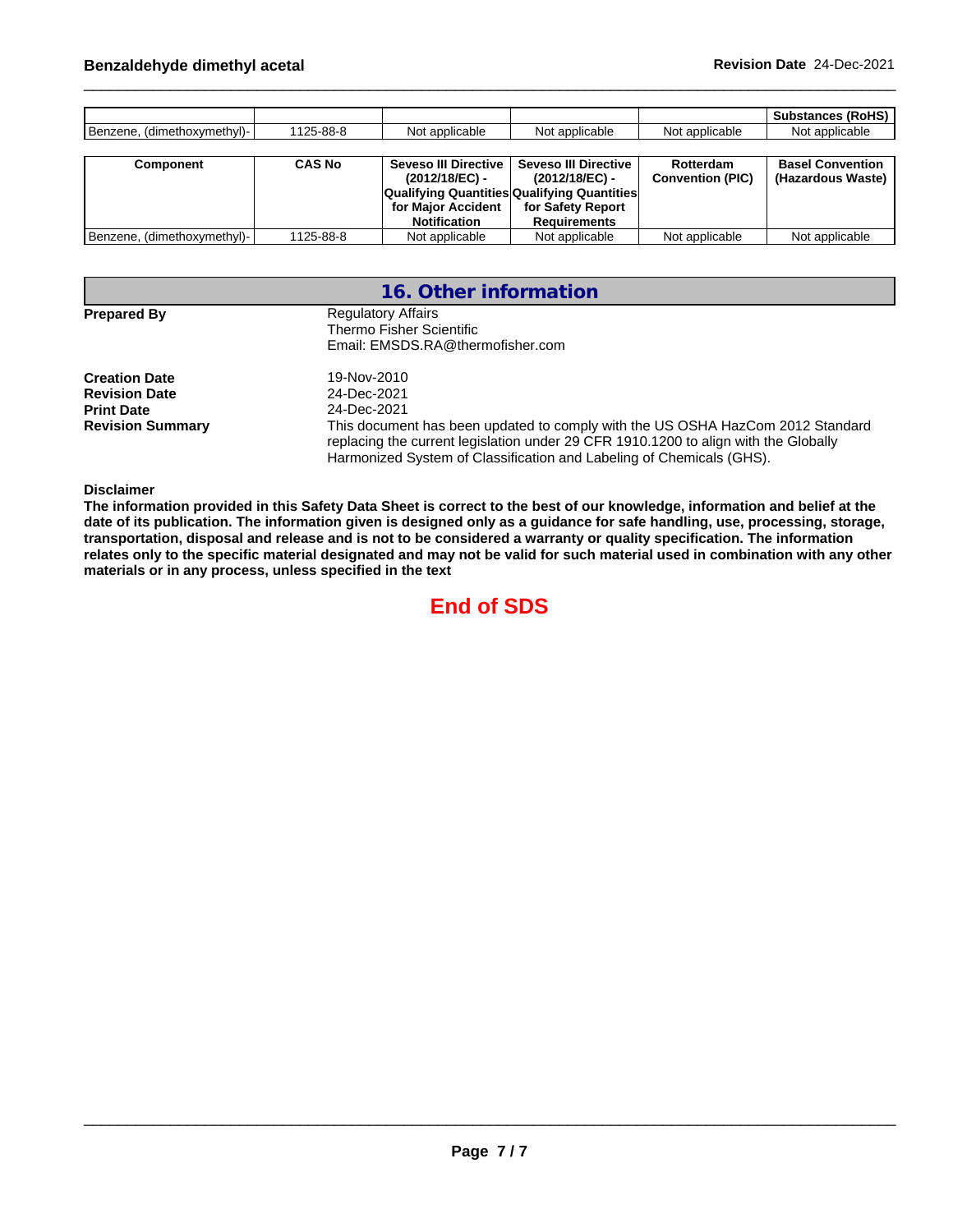| | | | | | Substances (RoHS) |
|---|---|---|---|---|---|
| Benzene, (dimethoxymethyl)- | 1125-88-8 | Not applicable | Not applicable | Not applicable | Not applicable |

| Component | CAS No | Seveso III Directive (2012/18/EC) - Qualifying Quantities for Major Accident Notification | Seveso III Directive (2012/18/EC) - Qualifying Quantities for Safety Report Requirements | Rotterdam Convention (PIC) | Basel Convention (Hazardous Waste) |
|---|---|---|---|---|---|
| Benzene, (dimethoxymethyl)- | 1125-88-8 | Not applicable | Not applicable | Not applicable | Not applicable |

## 16. Other information

**Prepared By**
Regulatory Affairs
Thermo Fisher Scientific
Email: EMSDS.RA@thermofisher.com

**Creation Date** 19-Nov-2010
**Revision Date** 24-Dec-2021
**Print Date** 24-Dec-2021
**Revision Summary** This document has been updated to comply with the US OSHA HazCom 2012 Standard replacing the current legislation under 29 CFR 1910.1200 to align with the Globally Harmonized System of Classification and Labeling of Chemicals (GHS).

**Disclaimer**
**The information provided in this Safety Data Sheet is correct to the best of our knowledge, information and belief at the date of its publication. The information given is designed only as a guidance for safe handling, use, processing, storage, transportation, disposal and release and is not to be considered a warranty or quality specification. The information relates only to the specific material designated and may not be valid for such material used in combination with any other materials or in any process, unless specified in the text**

**End of SDS**